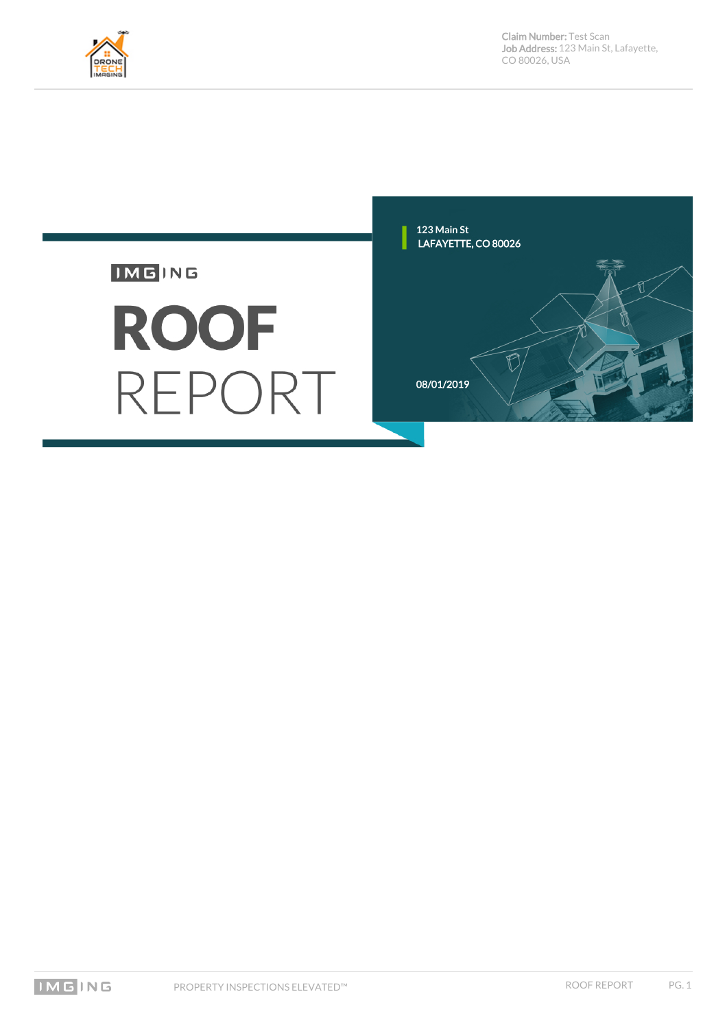**Claim Number:** Test Scan
**Job Address:** 123 Main St, Lafayette, CO 80026, USA

IMGING

# ROOF REPORT

123 Main St
LAFAYETTE, CO 80026

08/01/2019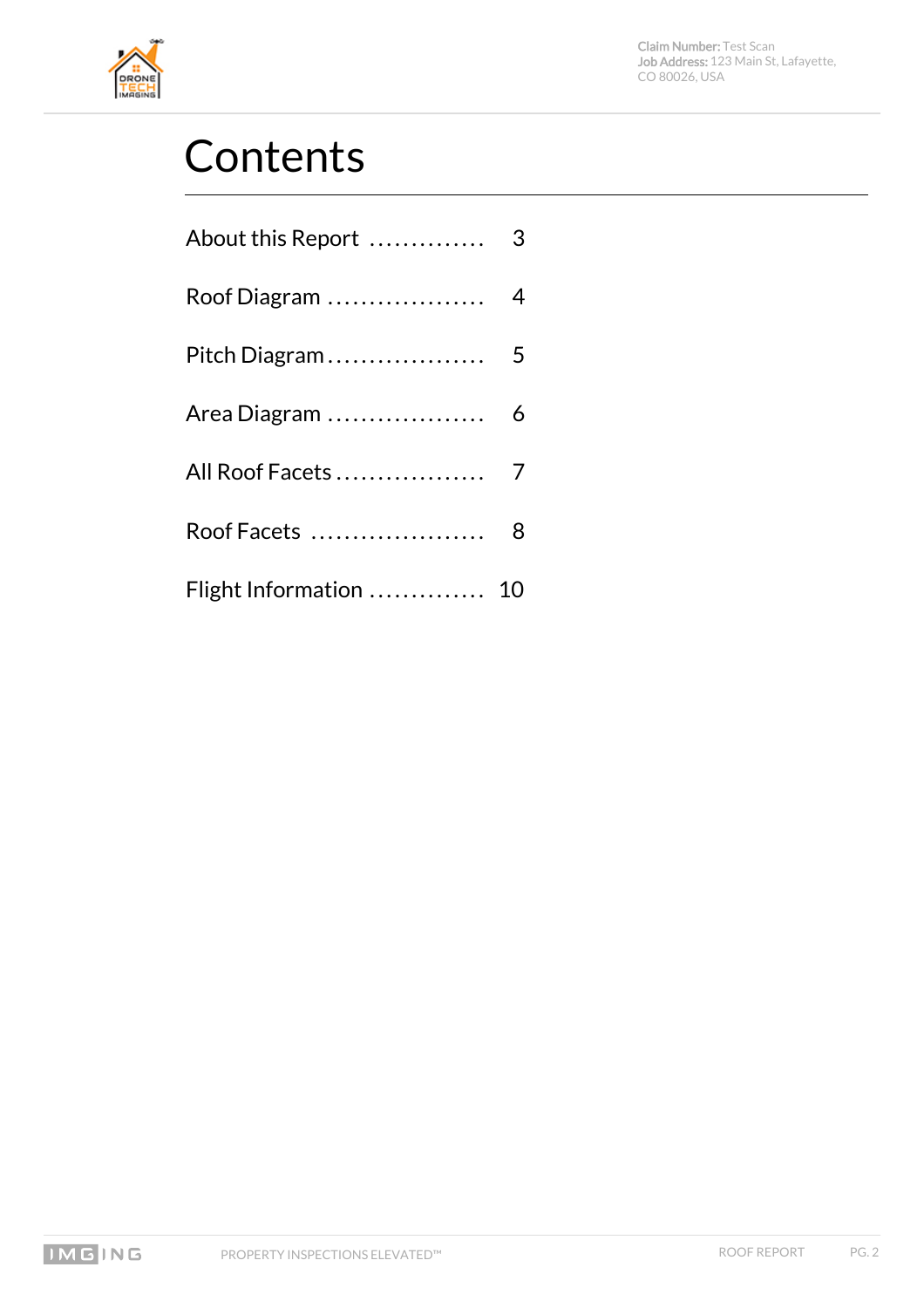# Contents

| | |
|---|---|
| About this Report | 3 |
| Roof Diagram | 4 |
| Pitch Diagram | 5 |
| Area Diagram | 6 |
| All Roof Facets | 7 |
| Roof Facets | 8 |
| Flight Information | 10 |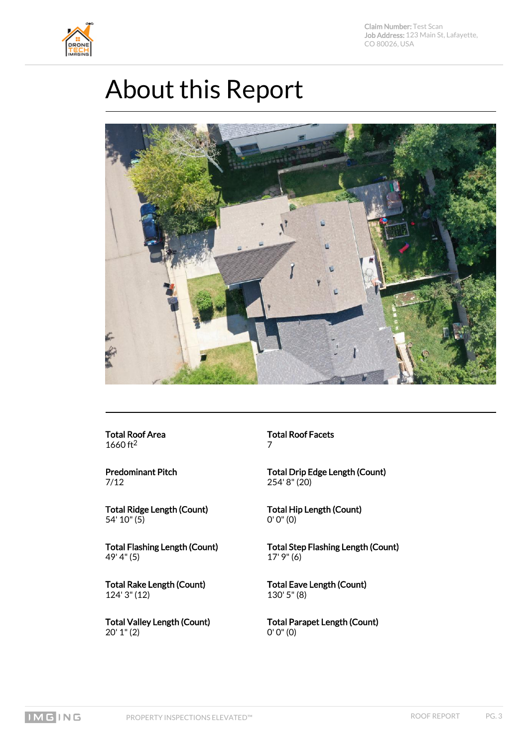# About this Report

**Total Roof Area**
1660 $ft^2$

**Total Roof Facets**
7

**Predominant Pitch**
7/12

**Total Drip Edge Length (Count)**
254' 8" (20)

**Total Ridge Length (Count)**
54' 10" (5)

**Total Hip Length (Count)**
0' 0" (0)

**Total Flashing Length (Count)**
49' 4" (5)

**Total Step Flashing Length (Count)**
17' 9" (6)

**Total Rake Length (Count)**
124' 3" (12)

**Total Eave Length (Count)**
130' 5" (8)

**Total Valley Length (Count)**
20' 1" (2)

**Total Parapet Length (Count)**
0' 0" (0)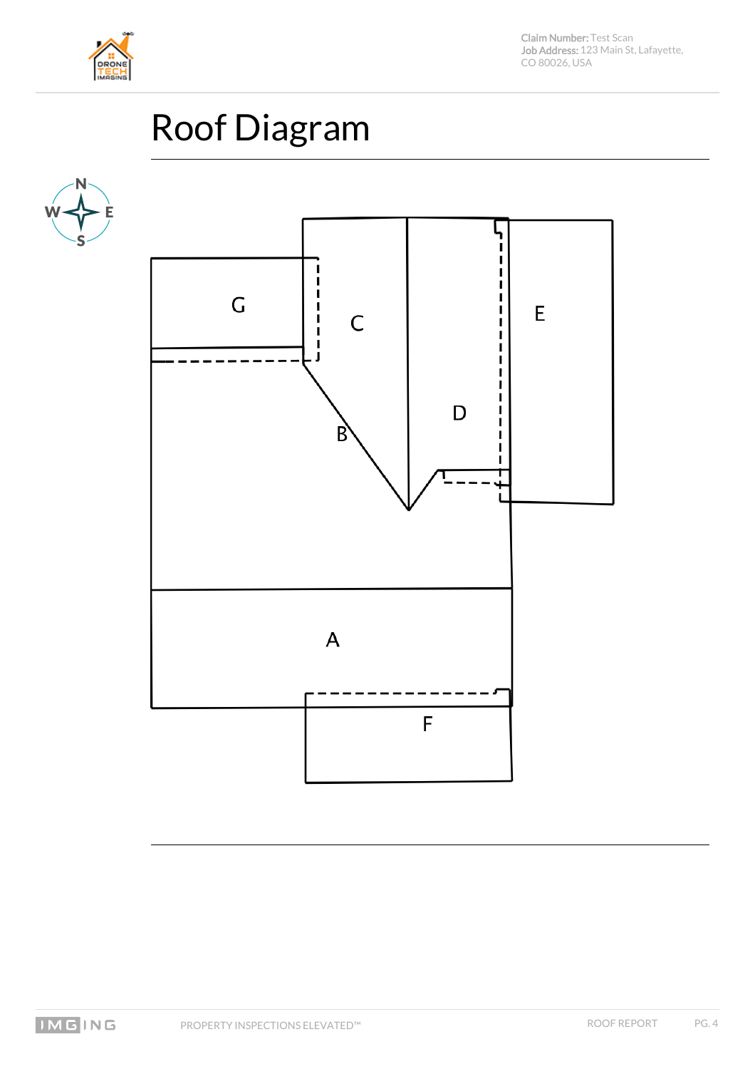# Roof Diagram

N
W E
S

G

C

E

D

B

A

F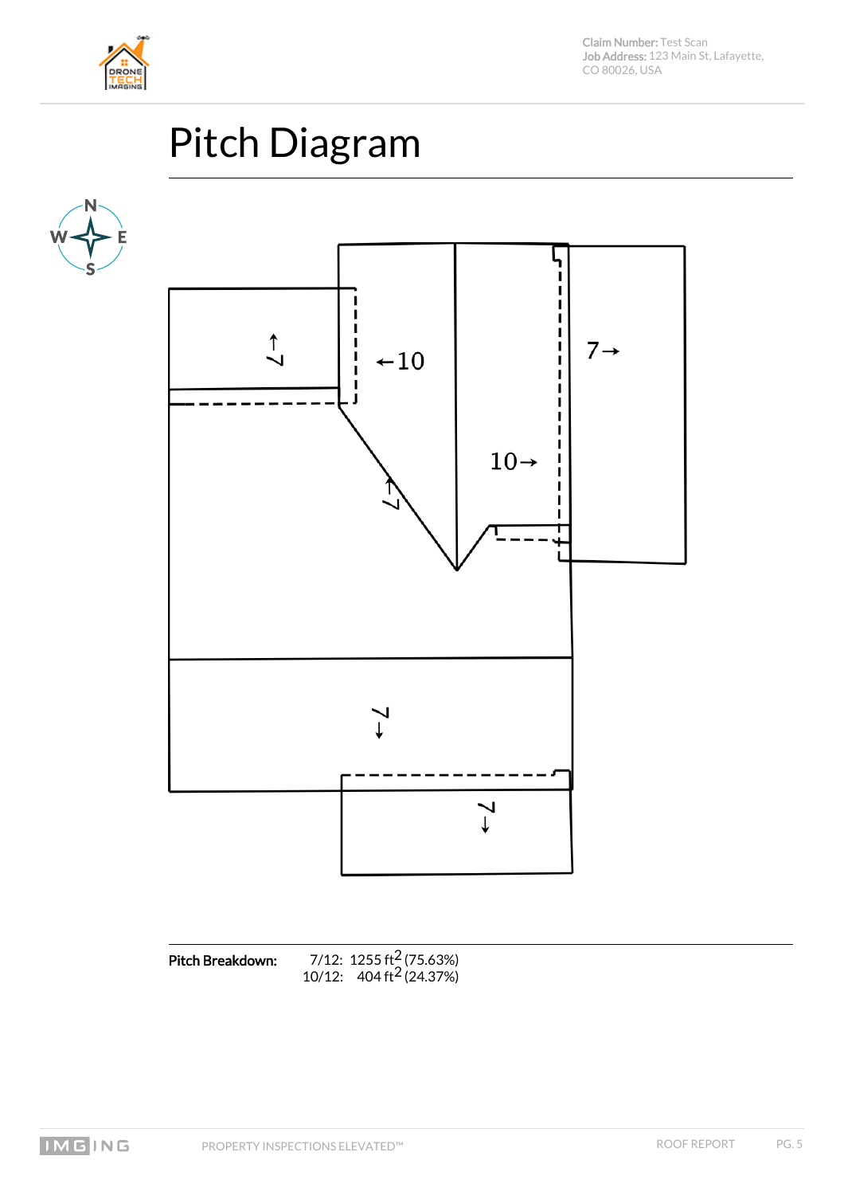# Pitch Diagram

**Pitch Breakdown:**

7/12: 1255 ft$^2$ (75.63%)
10/12: 404 ft$^2$ (24.37%)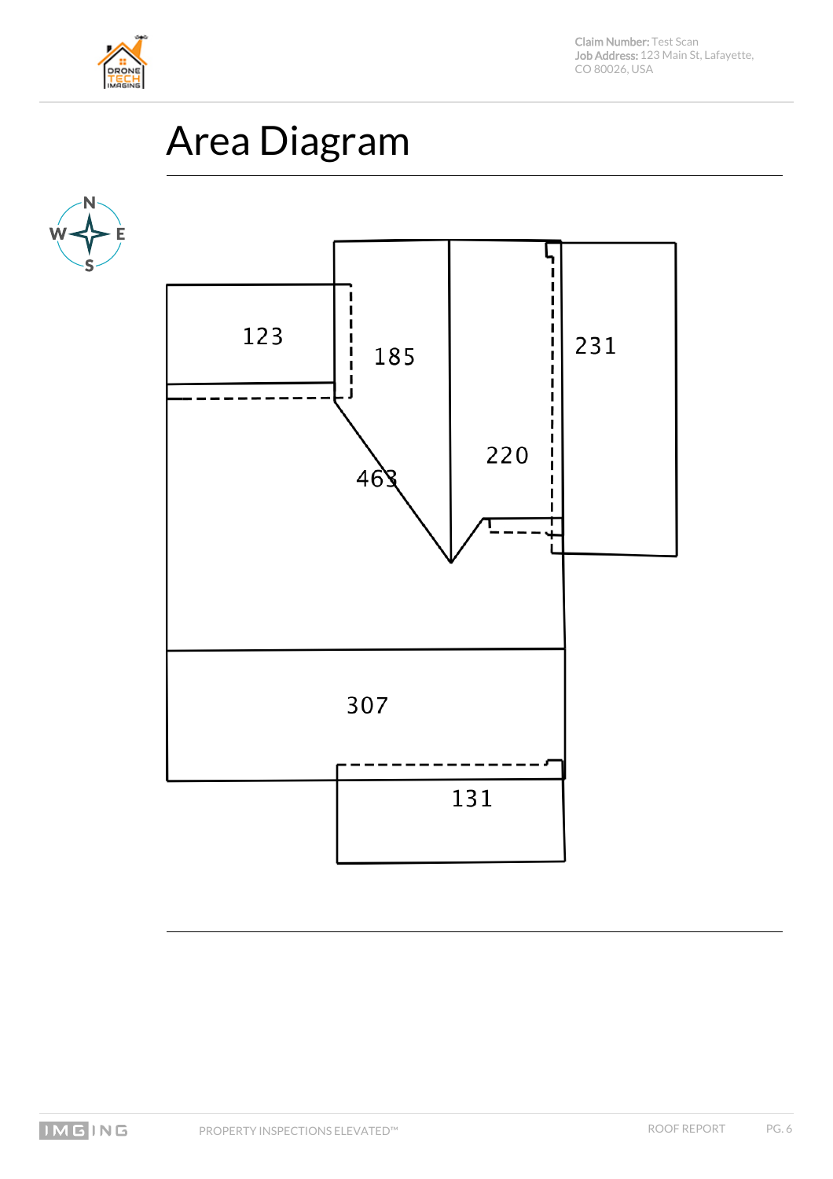Claim Number: Test Scan
Job Address: 123 Main St, Lafayette, CO 80026, USA

# Area Diagram

N
W E
S

123

185

231

220

463

307

131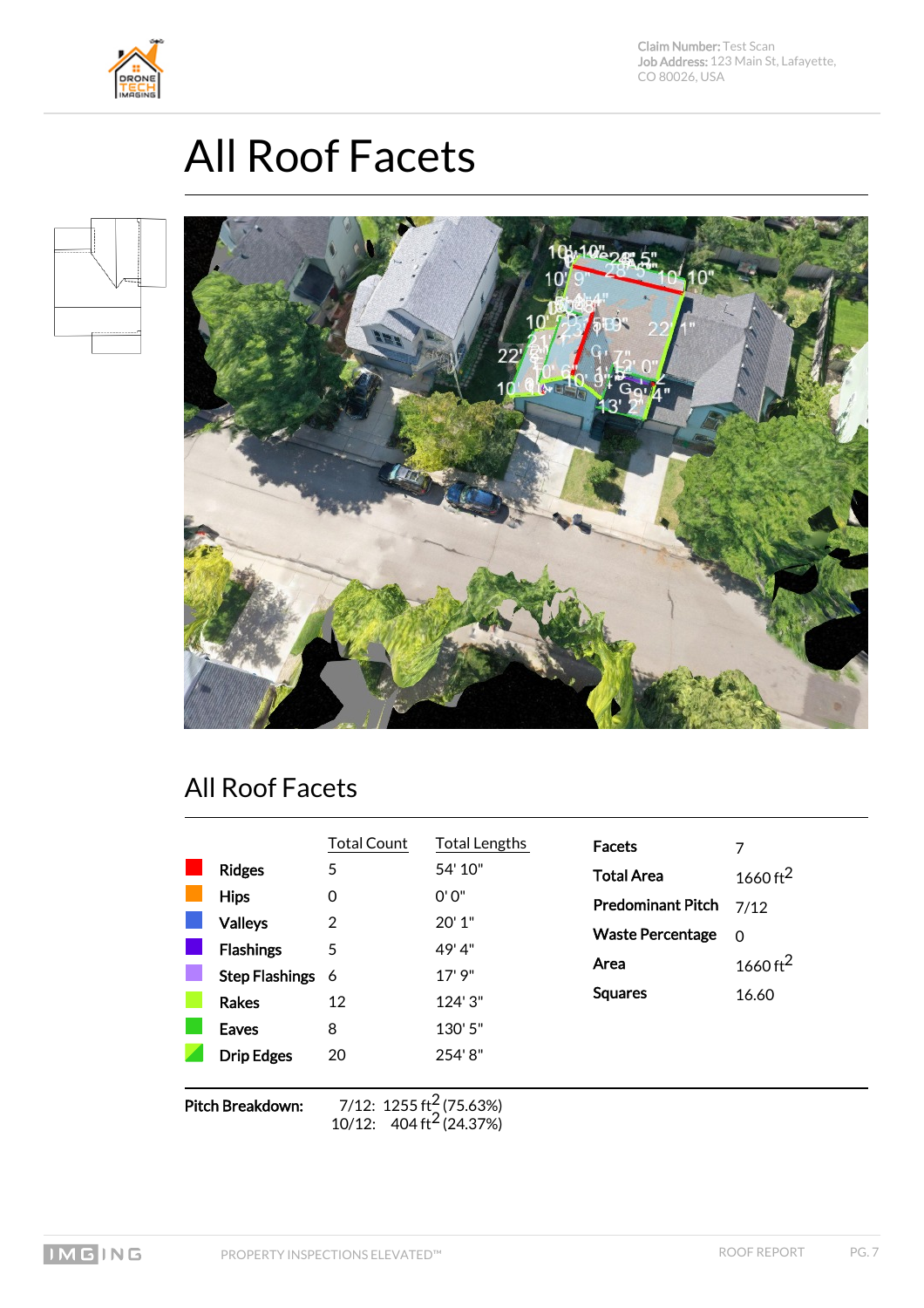Claim Number: Test Scan
Job Address: 123 Main St, Lafayette, CO 80026, USA

# All Roof Facets

## All Roof Facets

| | Total Count | Total Lengths |
|---|---|---|
| Ridges | 5 | 54' 10" |
| Hips | 0 | 0' 0" |
| Valleys | 2 | 20' 1" |
| Flashings | 5 | 49' 4" |
| Step Flashings | 6 | 17' 9" |
| Rakes | 12 | 124' 3" |
| Eaves | 8 | 130' 5" |
| Drip Edges | 20 | 254' 8" |

| | |
|---|---|
| Facets | 7 |
| Total Area | 1660 $ft^2$ |
| Predominant Pitch | 7/12 |
| Waste Percentage | 0 |
| Area | 1660 $ft^2$ |
| Squares | 16.60 |

**Pitch Breakdown:**

7/12: 1255 $ft^2$ (75.63%)
10/12: 404 $ft^2$ (24.37%)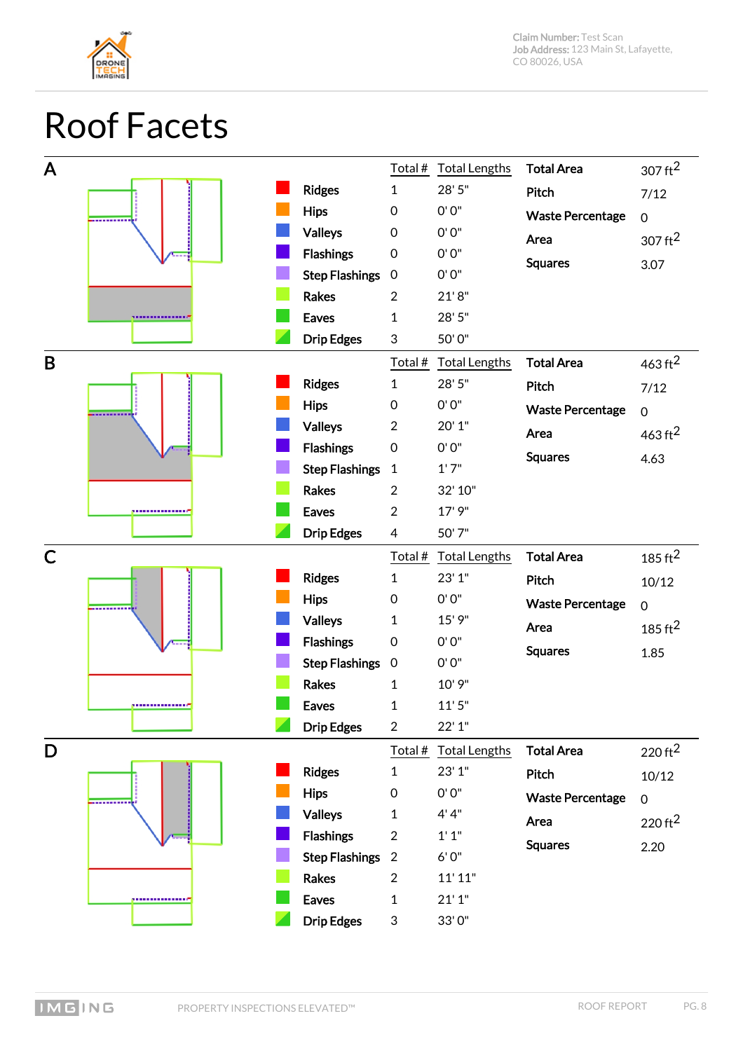# Roof Facets

## A

| | Total # | Total Lengths |
|---|---|---|
| Ridges | 1 | 28' 5" |
| Hips | 0 | 0' 0" |
| Valleys | 0 | 0' 0" |
| Flashings | 0 | 0' 0" |
| Step Flashings | 0 | 0' 0" |
| Rakes | 2 | 21' 8" |
| Eaves | 1 | 28' 5" |
| Drip Edges | 3 | 50' 0" |

| | |
|---|---|
| **Total Area** | 307 ft$^2$ |
| Pitch | 7/12 |
| Waste Percentage | 0 |
| Area | 307 ft$^2$ |
| Squares | 3.07 |

## B

| | Total # | Total Lengths |
|---|---|---|
| Ridges | 1 | 28' 5" |
| Hips | 0 | 0' 0" |
| Valleys | 2 | 20' 1" |
| Flashings | 0 | 0' 0" |
| Step Flashings | 1 | 1' 7" |
| Rakes | 2 | 32' 10" |
| Eaves | 2 | 17' 9" |
| Drip Edges | 4 | 50' 7" |

| | |
|---|---|
| **Total Area** | 463 ft$^2$ |
| Pitch | 7/12 |
| Waste Percentage | 0 |
| Area | 463 ft$^2$ |
| Squares | 4.63 |

## C

| | Total # | Total Lengths |
|---|---|---|
| Ridges | 1 | 23' 1" |
| Hips | 0 | 0' 0" |
| Valleys | 1 | 15' 9" |
| Flashings | 0 | 0' 0" |
| Step Flashings | 0 | 0' 0" |
| Rakes | 1 | 10' 9" |
| Eaves | 1 | 11' 5" |
| Drip Edges | 2 | 22' 1" |

| | |
|---|---|
| **Total Area** | 185 ft$^2$ |
| Pitch | 10/12 |
| Waste Percentage | 0 |
| Area | 185 ft$^2$ |
| Squares | 1.85 |

## D

| | Total # | Total Lengths |
|---|---|---|
| Ridges | 1 | 23' 1" |
| Hips | 0 | 0' 0" |
| Valleys | 1 | 4' 4" |
| Flashings | 2 | 1' 1" |
| Step Flashings | 2 | 6' 0" |
| Rakes | 2 | 11' 11" |
| Eaves | 1 | 21' 1" |
| Drip Edges | 3 | 33' 0" |

| | |
|---|---|
| **Total Area** | 220 ft$^2$ |
| Pitch | 10/12 |
| Waste Percentage | 0 |
| Area | 220 ft$^2$ |
| Squares | 2.20 |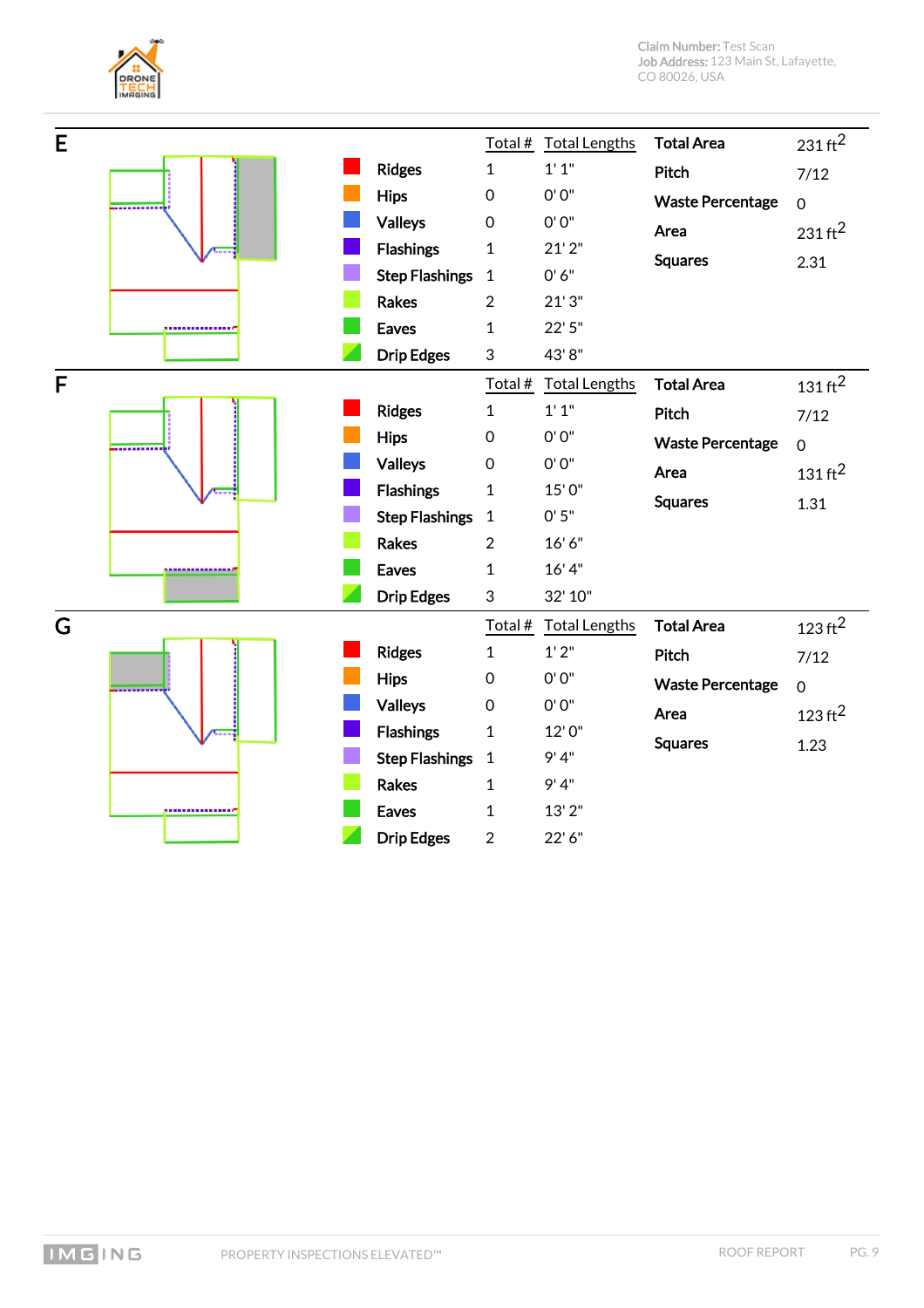## E

| | Total # | Total Lengths |
|---|---|---|
| Ridges | 1 | 1' 1" |
| Hips | 0 | 0' 0" |
| Valleys | 0 | 0' 0" |
| Flashings | 1 | 21' 2" |
| Step Flashings | 1 | 0' 6" |
| Rakes | 2 | 21' 3" |
| Eaves | 1 | 22' 5" |
| Drip Edges | 3 | 43' 8" |

| | |
|---|---|
| Total Area | 231 $ft^2$ |
| Pitch | 7/12 |
| Waste Percentage | 0 |
| Area | 231 $ft^2$ |
| Squares | 2.31 |

## F

| | Total # | Total Lengths |
|---|---|---|
| Ridges | 1 | 1' 1" |
| Hips | 0 | 0' 0" |
| Valleys | 0 | 0' 0" |
| Flashings | 1 | 15' 0" |
| Step Flashings | 1 | 0' 5" |
| Rakes | 2 | 16' 6" |
| Eaves | 1 | 16' 4" |
| Drip Edges | 3 | 32' 10" |

| | |
|---|---|
| Total Area | 131 $ft^2$ |
| Pitch | 7/12 |
| Waste Percentage | 0 |
| Area | 131 $ft^2$ |
| Squares | 1.31 |

## G

| | Total # | Total Lengths |
|---|---|---|
| Ridges | 1 | 1' 2" |
| Hips | 0 | 0' 0" |
| Valleys | 0 | 0' 0" |
| Flashings | 1 | 12' 0" |
| Step Flashings | 1 | 9' 4" |
| Rakes | 1 | 9' 4" |
| Eaves | 1 | 13' 2" |
| Drip Edges | 2 | 22' 6" |

| | |
|---|---|
| Total Area | 123 $ft^2$ |
| Pitch | 7/12 |
| Waste Percentage | 0 |
| Area | 123 $ft^2$ |
| Squares | 1.23 |